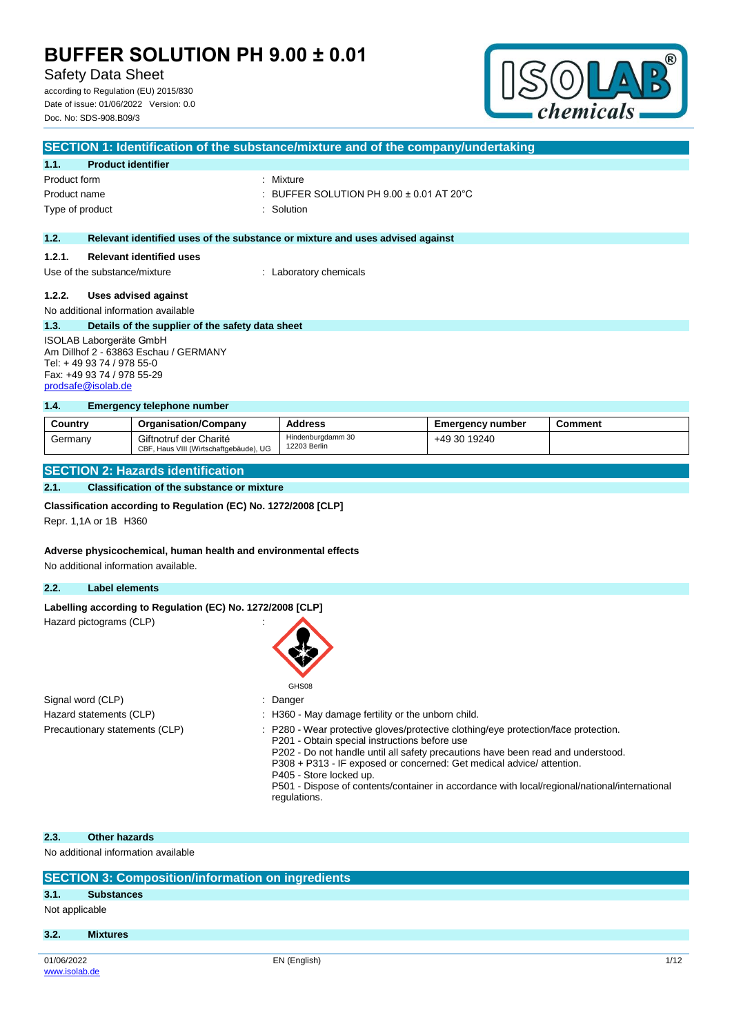# BUFFER SOLUTION PH 9.00 ± 0.01

Safety Data Sheet

according to Regulation (EU) 2015/830

Date of issue: 01/06/2022 Version: 0.0

Doc. No: SDS-908.B09/3

## SECTION 1: Identification of the substance/mixture and of the company/undertaking

### 1.1. Product identifier

Product form : Mixture

Product name : BUFFER SOLUTION PH 9.00 ± 0.01 AT 20°C

Type of product : Solution

### 1.2. Relevant identified uses of the substance or mixture and uses advised against

#### 1.2.1. Relevant identified uses

Use of the substance/mixture : Laboratory chemicals

#### 1.2.2. Uses advised against

No additional information available

### 1.3. Details of the supplier of the safety data sheet

ISOLAB Laborgeräte GmbH
Am Dillhof 2 - 63863 Eschau / GERMANY
Tel: + 49 93 74 / 978 55-0
Fax: +49 93 74 / 978 55-29
prodsafe@isolab.de

### 1.4. Emergency telephone number

| Country | Organisation/Company | Address | Emergency number | Comment |
|---|---|---|---|---|
| Germany | Giftnotruf der Charité CBF, Haus VIII (Wirtschaftgebäude), UG | Hindenburgdamm 30 12203 Berlin | +49 30 19240 | |

## SECTION 2: Hazards identification

### 2.1. Classification of the substance or mixture

**Classification according to Regulation (EC) No. 1272/2008 [CLP]**

Repr. 1,1A or 1B H360

**Adverse physicochemical, human health and environmental effects**

No additional information available.

### 2.2. Label elements

**Labelling according to Regulation (EC) No. 1272/2008 [CLP]**

Hazard pictograms (CLP) :

GHS08

Signal word (CLP) : Danger

Hazard statements (CLP) : H360 - May damage fertility or the unborn child.

Precautionary statements (CLP) :
P280 - Wear protective gloves/protective clothing/eye protection/face protection.
P201 - Obtain special instructions before use
P202 - Do not handle until all safety precautions have been read and understood.
P308 + P313 - IF exposed or concerned: Get medical advice/ attention.
P405 - Store locked up.
P501 - Dispose of contents/container in accordance with local/regional/national/international regulations.

### 2.3. Other hazards

No additional information available

## SECTION 3: Composition/information on ingredients

### 3.1. Substances

Not applicable

### 3.2. Mixtures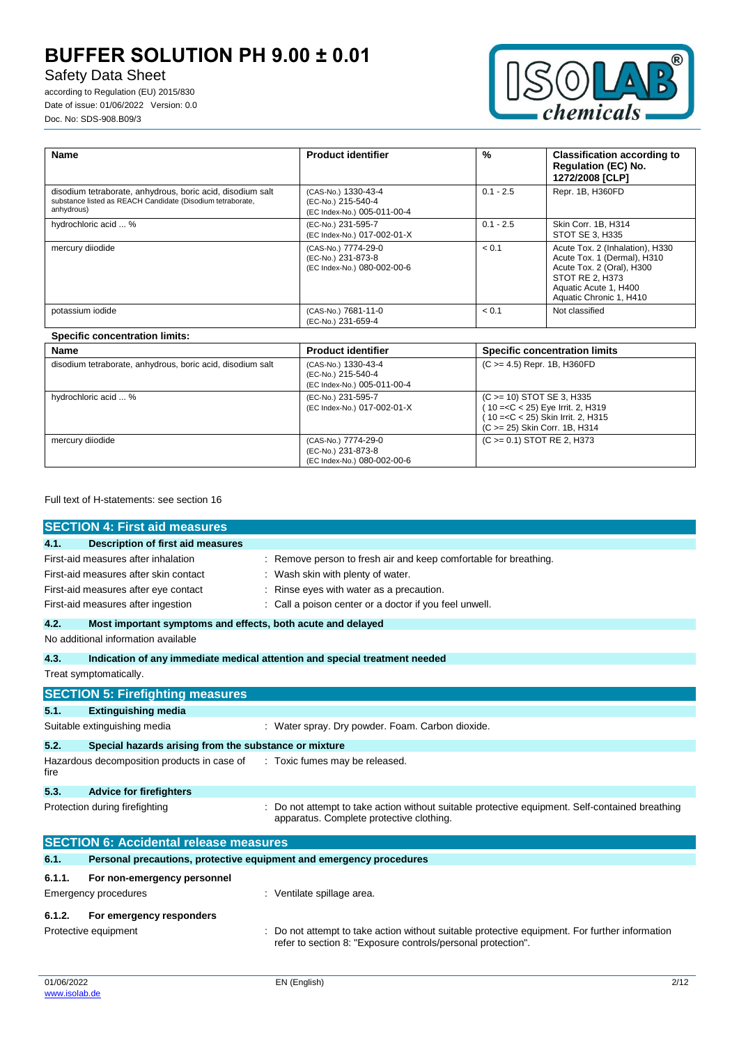| Name | Product identifier | % | Classification according to Regulation (EC) No. 1272/2008 [CLP] |
|---|---|---|---|
| disodium tetraborate, anhydrous, boric acid, disodium salt<br>substance listed as REACH Candidate (Disodium tetraborate, anhydrous) | (CAS-No.) 1330-43-4<br>(EC-No.) 215-540-4<br>(EC Index-No.) 005-011-00-4 | 0.1 - 2.5 | Repr. 1B, H360FD |
| hydrochloric acid ... % | (EC-No.) 231-595-7<br>(EC Index-No.) 017-002-01-X | 0.1 - 2.5 | Skin Corr. 1B, H314<br>STOT SE 3, H335 |
| mercury diiodide | (CAS-No.) 7774-29-0<br>(EC-No.) 231-873-8<br>(EC Index-No.) 080-002-00-6 | < 0.1 | Acute Tox. 2 (Inhalation), H330<br>Acute Tox. 1 (Dermal), H310<br>Acute Tox. 2 (Oral), H300<br>STOT RE 2, H373<br>Aquatic Acute 1, H400<br>Aquatic Chronic 1, H410 |
| potassium iodide | (CAS-No.) 7681-11-0<br>(EC-No.) 231-659-4 | < 0.1 | Not classified |

**Specific concentration limits:**

| Name | Product identifier | Specific concentration limits |
|---|---|---|
| disodium tetraborate, anhydrous, boric acid, disodium salt | (CAS-No.) 1330-43-4<br>(EC-No.) 215-540-4<br>(EC Index-No.) 005-011-00-4 | (C >= 4.5) Repr. 1B, H360FD |
| hydrochloric acid ... % | (EC-No.) 231-595-7<br>(EC Index-No.) 017-002-01-X | (C >= 10) STOT SE 3, H335<br>( 10 =<C < 25) Eye Irrit. 2, H319<br>( 10 =<C < 25) Skin Irrit. 2, H315<br>(C >= 25) Skin Corr. 1B, H314 |
| mercury diiodide | (CAS-No.) 7774-29-0<br>(EC-No.) 231-873-8<br>(EC Index-No.) 080-002-00-6 | (C >= 0.1) STOT RE 2, H373 |

Full text of H-statements: see section 16

## SECTION 4: First aid measures

### 4.1. Description of first aid measures

First-aid measures after inhalation : Remove person to fresh air and keep comfortable for breathing.

First-aid measures after skin contact : Wash skin with plenty of water.

First-aid measures after eye contact : Rinse eyes with water as a precaution.

First-aid measures after ingestion : Call a poison center or a doctor if you feel unwell.

### 4.2. Most important symptoms and effects, both acute and delayed

No additional information available

### 4.3. Indication of any immediate medical attention and special treatment needed

Treat symptomatically.

## SECTION 5: Firefighting measures

### 5.1. Extinguishing media

Suitable extinguishing media : Water spray. Dry powder. Foam. Carbon dioxide.

### 5.2. Special hazards arising from the substance or mixture

Hazardous decomposition products in case of fire : Toxic fumes may be released.

### 5.3. Advice for firefighters

Protection during firefighting : Do not attempt to take action without suitable protective equipment. Self-contained breathing apparatus. Complete protective clothing.

## SECTION 6: Accidental release measures

### 6.1. Personal precautions, protective equipment and emergency procedures

#### 6.1.1. For non-emergency personnel

Emergency procedures : Ventilate spillage area.

#### 6.1.2. For emergency responders

Protective equipment : Do not attempt to take action without suitable protective equipment. For further information refer to section 8: "Exposure controls/personal protection".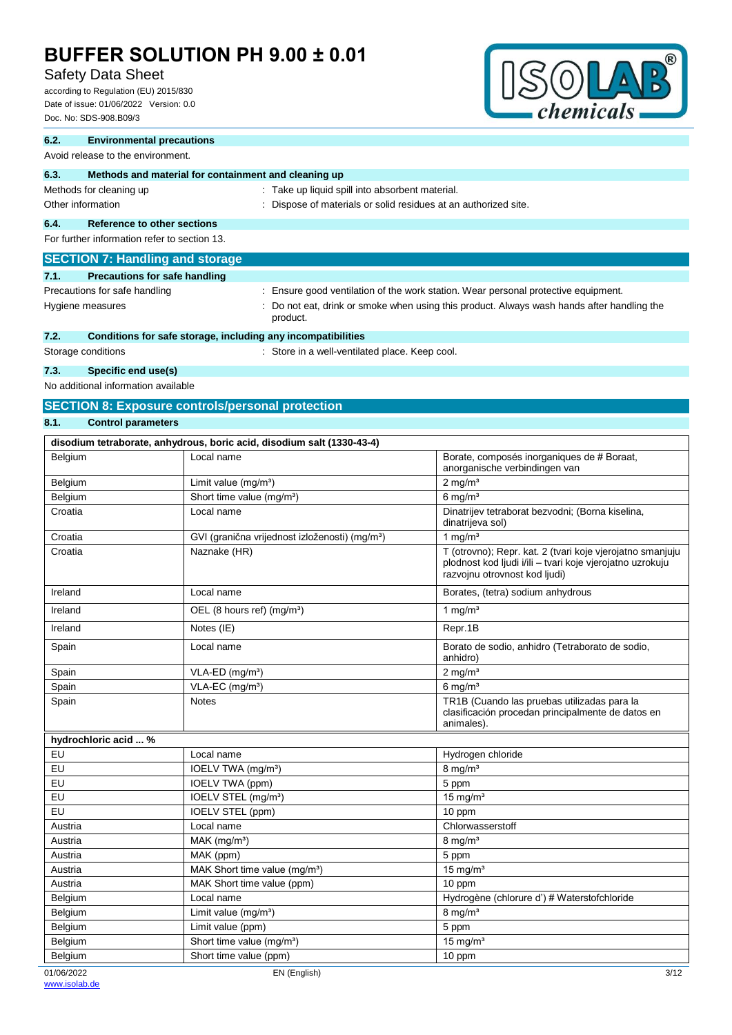### 6.2. Environmental precautions

Avoid release to the environment.

### 6.3. Methods and material for containment and cleaning up

Methods for cleaning up : Take up liquid spill into absorbent material.

Other information : Dispose of materials or solid residues at an authorized site.

### 6.4. Reference to other sections

For further information refer to section 13.

## SECTION 7: Handling and storage

### 7.1. Precautions for safe handling

Precautions for safe handling : Ensure good ventilation of the work station. Wear personal protective equipment.

Hygiene measures : Do not eat, drink or smoke when using this product. Always wash hands after handling the product.

### 7.2. Conditions for safe storage, including any incompatibilities

Storage conditions : Store in a well-ventilated place. Keep cool.

### 7.3. Specific end use(s)

No additional information available

## SECTION 8: Exposure controls/personal protection

### 8.1. Control parameters

| disodium tetraborate, anhydrous, boric acid, disodium salt (1330-43-4) | | |
|---|---|---|
| Belgium | Local name | Borate, composés inorganiques de # Boraat, anorganische verbindingen van |
| Belgium | Limit value (mg/m³) | 2 mg/m³ |
| Belgium | Short time value (mg/m³) | 6 mg/m³ |
| Croatia | Local name | Dinatrijev tetraborat bezvodni; (Borna kiselina, dinatrijeva sol) |
| Croatia | GVI (granična vrijednost izloženosti) (mg/m³) | 1 mg/m³ |
| Croatia | Naznake (HR) | T (otrovno); Repr. kat. 2 (tvari koje vjerojatno smanjuju plodnost kod ljudi i/ili – tvari koje vjerojatno uzrokuju razvojnu otrovnost kod ljudi) |
| Ireland | Local name | Borates, (tetra) sodium anhydrous |
| Ireland | OEL (8 hours ref) (mg/m³) | 1 mg/m³ |
| Ireland | Notes (IE) | Repr.1B |
| Spain | Local name | Borato de sodio, anhidro (Tetraborato de sodio, anhidro) |
| Spain | VLA-ED (mg/m³) | 2 mg/m³ |
| Spain | VLA-EC (mg/m³) | 6 mg/m³ |
| Spain | Notes | TR1B (Cuando las pruebas utilizadas para la clasificación procedan principalmente de datos en animales). |

| hydrochloric acid ... % | | |
|---|---|---|
| EU | Local name | Hydrogen chloride |
| EU | IOELV TWA (mg/m³) | 8 mg/m³ |
| EU | IOELV TWA (ppm) | 5 ppm |
| EU | IOELV STEL (mg/m³) | 15 mg/m³ |
| EU | IOELV STEL (ppm) | 10 ppm |
| Austria | Local name | Chlorwasserstoff |
| Austria | MAK (mg/m³) | 8 mg/m³ |
| Austria | MAK (ppm) | 5 ppm |
| Austria | MAK Short time value (mg/m³) | 15 mg/m³ |
| Austria | MAK Short time value (ppm) | 10 ppm |
| Belgium | Local name | Hydrogène (chlorure d') # Waterstofchloride |
| Belgium | Limit value (mg/m³) | 8 mg/m³ |
| Belgium | Limit value (ppm) | 5 ppm |
| Belgium | Short time value (mg/m³) | 15 mg/m³ |
| Belgium | Short time value (ppm) | 10 ppm |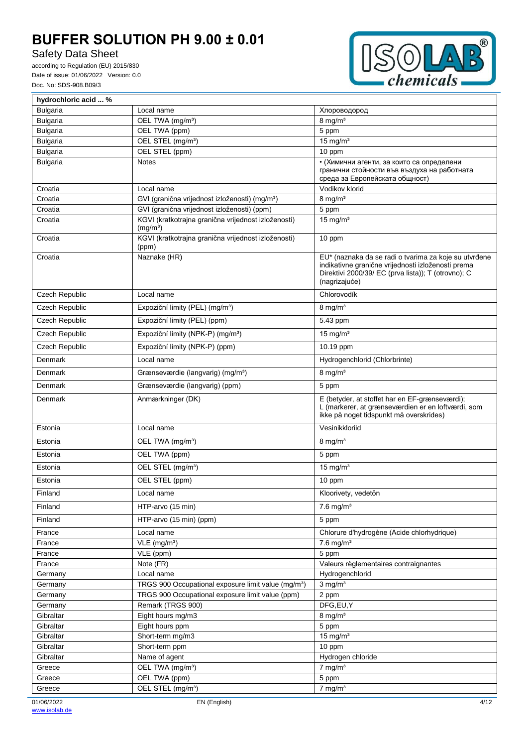| hydrochloric acid ... % | | |
|---|---|---|
| Bulgaria | Local name | Хлороводород |
| Bulgaria | OEL TWA (mg/m³) | 8 mg/m³ |
| Bulgaria | OEL TWA (ppm) | 5 ppm |
| Bulgaria | OEL STEL (mg/m³) | 15 mg/m³ |
| Bulgaria | OEL STEL (ppm) | 10 ppm |
| Bulgaria | Notes | • (Химични агенти, за които са определени гранични стойности във въздуха на работната среда за Европейската общност) |
| Croatia | Local name | Vodikov klorid |
| Croatia | GVI (granična vrijednost izloženosti) (mg/m³) | 8 mg/m³ |
| Croatia | GVI (granična vrijednost izloženosti) (ppm) | 5 ppm |
| Croatia | KGVI (kratkotrajna granična vrijednost izloženosti) (mg/m³) | 15 mg/m³ |
| Croatia | KGVI (kratkotrajna granična vrijednost izloženosti) (ppm) | 10 ppm |
| Croatia | Naznake (HR) | EU* (naznaka da se radi o tvarima za koje su utvrđene indikativne granične vrijednosti izloženosti prema Direktivi 2000/39/ EC (prva lista)); T (otrovno); C (nagrizajuće) |
| Czech Republic | Local name | Chlorovodík |
| Czech Republic | Expoziční limity (PEL) (mg/m³) | 8 mg/m³ |
| Czech Republic | Expoziční limity (PEL) (ppm) | 5.43 ppm |
| Czech Republic | Expoziční limity (NPK-P) (mg/m³) | 15 mg/m³ |
| Czech Republic | Expoziční limity (NPK-P) (ppm) | 10.19 ppm |
| Denmark | Local name | Hydrogenchlorid (Chlorbrinte) |
| Denmark | Grænseværdie (langvarig) (mg/m³) | 8 mg/m³ |
| Denmark | Grænseværdie (langvarig) (ppm) | 5 ppm |
| Denmark | Anmærkninger (DK) | E (betyder, at stoffet har en EF-grænseværdi); L (markerer, at grænseværdien er en loftværdi, som ikke på noget tidspunkt må overskrides) |
| Estonia | Local name | Vesinikkloriid |
| Estonia | OEL TWA (mg/m³) | 8 mg/m³ |
| Estonia | OEL TWA (ppm) | 5 ppm |
| Estonia | OEL STEL (mg/m³) | 15 mg/m³ |
| Estonia | OEL STEL (ppm) | 10 ppm |
| Finland | Local name | Kloorivety, vedetön |
| Finland | HTP-arvo (15 min) | 7.6 mg/m³ |
| Finland | HTP-arvo (15 min) (ppm) | 5 ppm |
| France | Local name | Chlorure d'hydrogène (Acide chlorhydrique) |
| France | VLE (mg/m³) | 7.6 mg/m³ |
| France | VLE (ppm) | 5 ppm |
| France | Note (FR) | Valeurs règlementaires contraignantes |
| Germany | Local name | Hydrogenchlorid |
| Germany | TRGS 900 Occupational exposure limit value (mg/m³) | 3 mg/m³ |
| Germany | TRGS 900 Occupational exposure limit value (ppm) | 2 ppm |
| Germany | Remark (TRGS 900) | DFG,EU,Y |
| Gibraltar | Eight hours mg/m3 | 8 mg/m³ |
| Gibraltar | Eight hours ppm | 5 ppm |
| Gibraltar | Short-term mg/m3 | 15 mg/m³ |
| Gibraltar | Short-term ppm | 10 ppm |
| Gibraltar | Name of agent | Hydrogen chloride |
| Greece | OEL TWA (mg/m³) | 7 mg/m³ |
| Greece | OEL TWA (ppm) | 5 ppm |
| Greece | OEL STEL (mg/m³) | 7 mg/m³ |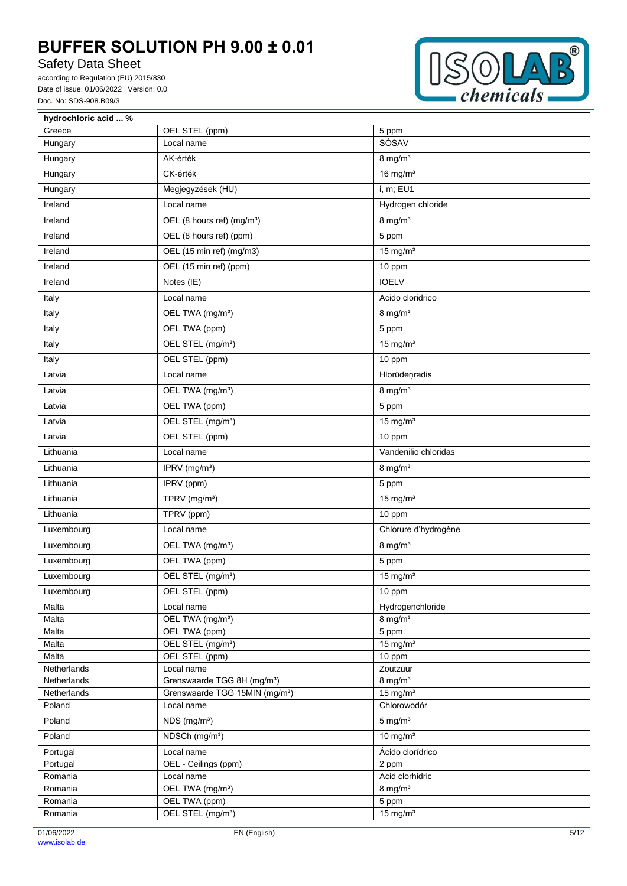| hydrochloric acid ... % | | |
|---|---|---|
| Greece | OEL STEL (ppm) | 5 ppm |
| Hungary | Local name | SÓSAV |
| Hungary | AK-érték | 8 mg/m³ |
| Hungary | CK-érték | 16 mg/m³ |
| Hungary | Megjegyzések (HU) | i, m; EU1 |
| Ireland | Local name | Hydrogen chloride |
| Ireland | OEL (8 hours ref) (mg/m³) | 8 mg/m³ |
| Ireland | OEL (8 hours ref) (ppm) | 5 ppm |
| Ireland | OEL (15 min ref) (mg/m3) | 15 mg/m³ |
| Ireland | OEL (15 min ref) (ppm) | 10 ppm |
| Ireland | Notes (IE) | IOELV |
| Italy | Local name | Acido cloridrico |
| Italy | OEL TWA (mg/m³) | 8 mg/m³ |
| Italy | OEL TWA (ppm) | 5 ppm |
| Italy | OEL STEL (mg/m³) | 15 mg/m³ |
| Italy | OEL STEL (ppm) | 10 ppm |
| Latvia | Local name | Hlorūdeņradis |
| Latvia | OEL TWA (mg/m³) | 8 mg/m³ |
| Latvia | OEL TWA (ppm) | 5 ppm |
| Latvia | OEL STEL (mg/m³) | 15 mg/m³ |
| Latvia | OEL STEL (ppm) | 10 ppm |
| Lithuania | Local name | Vandenilio chloridas |
| Lithuania | IPRV (mg/m³) | 8 mg/m³ |
| Lithuania | IPRV (ppm) | 5 ppm |
| Lithuania | TPRV (mg/m³) | 15 mg/m³ |
| Lithuania | TPRV (ppm) | 10 ppm |
| Luxembourg | Local name | Chlorure d'hydrogène |
| Luxembourg | OEL TWA (mg/m³) | 8 mg/m³ |
| Luxembourg | OEL TWA (ppm) | 5 ppm |
| Luxembourg | OEL STEL (mg/m³) | 15 mg/m³ |
| Luxembourg | OEL STEL (ppm) | 10 ppm |
| Malta | Local name | Hydrogenchloride |
| Malta | OEL TWA (mg/m³) | 8 mg/m³ |
| Malta | OEL TWA (ppm) | 5 ppm |
| Malta | OEL STEL (mg/m³) | 15 mg/m³ |
| Malta | OEL STEL (ppm) | 10 ppm |
| Netherlands | Local name | Zoutzuur |
| Netherlands | Grenswaarde TGG 8H (mg/m³) | 8 mg/m³ |
| Netherlands | Grenswaarde TGG 15MIN (mg/m³) | 15 mg/m³ |
| Poland | Local name | Chlorowodór |
| Poland | NDS (mg/m³) | 5 mg/m³ |
| Poland | NDSCh (mg/m³) | 10 mg/m³ |
| Portugal | Local name | Ácido clorídrico |
| Portugal | OEL - Ceilings (ppm) | 2 ppm |
| Romania | Local name | Acid clorhidric |
| Romania | OEL TWA (mg/m³) | 8 mg/m³ |
| Romania | OEL TWA (ppm) | 5 ppm |
| Romania | OEL STEL (mg/m³) | 15 mg/m³ |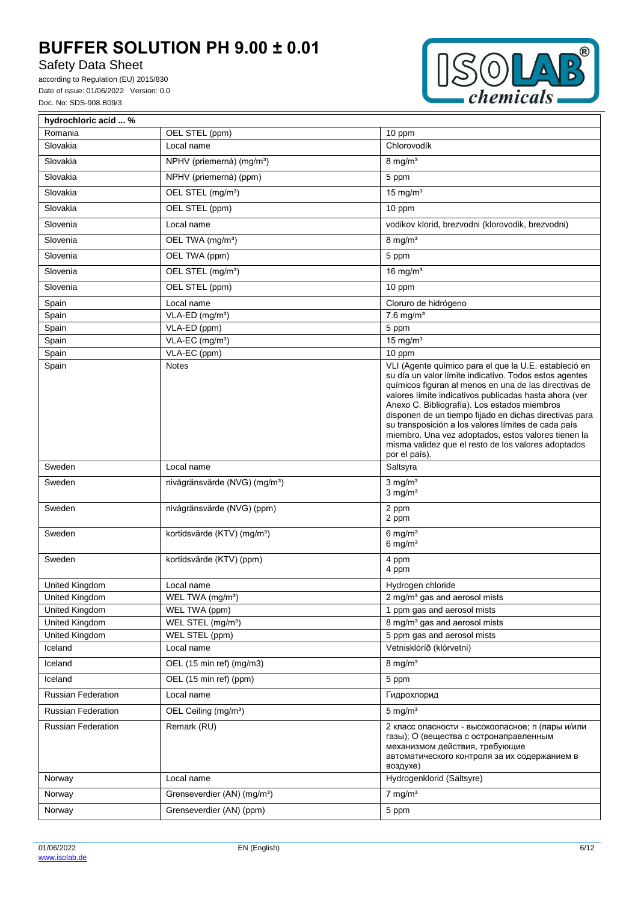| hydrochloric acid ... % | | |
|---|---|---|
| Romania | OEL STEL (ppm) | 10 ppm |
| Slovakia | Local name | Chlorovodík |
| Slovakia | NPHV (priemerná) (mg/m³) | 8 mg/m³ |
| Slovakia | NPHV (priemerná) (ppm) | 5 ppm |
| Slovakia | OEL STEL (mg/m³) | 15 mg/m³ |
| Slovakia | OEL STEL (ppm) | 10 ppm |
| Slovenia | Local name | vodikov klorid, brezvodni (klorovodik, brezvodni) |
| Slovenia | OEL TWA (mg/m³) | 8 mg/m³ |
| Slovenia | OEL TWA (ppm) | 5 ppm |
| Slovenia | OEL STEL (mg/m³) | 16 mg/m³ |
| Slovenia | OEL STEL (ppm) | 10 ppm |
| Spain | Local name | Cloruro de hidrógeno |
| Spain | VLA-ED (mg/m³) | 7.6 mg/m³ |
| Spain | VLA-ED (ppm) | 5 ppm |
| Spain | VLA-EC (mg/m³) | 15 mg/m³ |
| Spain | VLA-EC (ppm) | 10 ppm |
| Spain | Notes | VLI (Agente químico para el que la U.E. estableció en su día un valor límite indicativo. Todos estos agentes químicos figuran al menos en una de las directivas de valores límite indicativos publicadas hasta ahora (ver Anexo C. Bibliografía). Los estados miembros disponen de un tiempo fijado en dichas directivas para su transposición a los valores límites de cada país miembro. Una vez adoptados, estos valores tienen la misma validez que el resto de los valores adoptados por el país). |
| Sweden | Local name | Saltsyra |
| Sweden | nivågränsvärde (NVG) (mg/m³) | 3 mg/m³<br>3 mg/m³ |
| Sweden | nivågränsvärde (NVG) (ppm) | 2 ppm<br>2 ppm |
| Sweden | kortidsvärde (KTV) (mg/m³) | 6 mg/m³<br>6 mg/m³ |
| Sweden | kortidsvärde (KTV) (ppm) | 4 ppm<br>4 ppm |
| United Kingdom | Local name | Hydrogen chloride |
| United Kingdom | WEL TWA (mg/m³) | 2 mg/m³ gas and aerosol mists |
| United Kingdom | WEL TWA (ppm) | 1 ppm gas and aerosol mists |
| United Kingdom | WEL STEL (mg/m³) | 8 mg/m³ gas and aerosol mists |
| United Kingdom | WEL STEL (ppm) | 5 ppm gas and aerosol mists |
| Iceland | Local name | Vetnisklóríð (klórvetni) |
| Iceland | OEL (15 min ref) (mg/m3) | 8 mg/m³ |
| Iceland | OEL (15 min ref) (ppm) | 5 ppm |
| Russian Federation | Local name | Гидрохлорид |
| Russian Federation | OEL Ceiling (mg/m³) | 5 mg/m³ |
| Russian Federation | Remark (RU) | 2 класс опасности - высокоопасное; п (пары и/или газы); О (вещества с остронаправленным механизмом действия, требующие автоматического контроля за их содержанием в воздухе) |
| Norway | Local name | Hydrogenklorid (Saltsyre) |
| Norway | Grenseverdier (AN) (mg/m³) | 7 mg/m³ |
| Norway | Grenseverdier (AN) (ppm) | 5 ppm |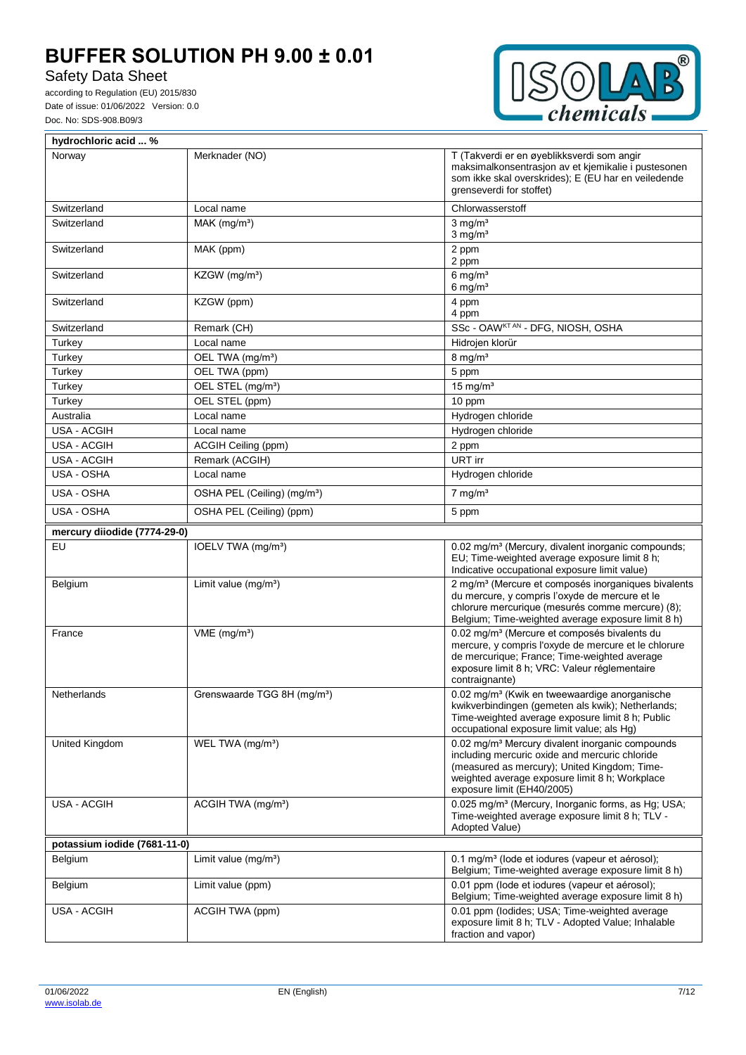| hydrochloric acid ... % | | |
|---|---|---|
| Norway | Merknader (NO) | T (Takverdi er en øyeblikksverdi som angir maksimalkonsentrasjon av et kjemikalie i pustesonen som ikke skal overskrides); E (EU har en veiledende grenseverdi for stoffet) |
| Switzerland | Local name | Chlorwasserstoff |
| Switzerland | MAK (mg/m³) | 3 mg/m³ 3 mg/m³ |
| Switzerland | MAK (ppm) | 2 ppm 2 ppm |
| Switzerland | KZGW (mg/m³) | 6 mg/m³ 6 mg/m³ |
| Switzerland | KZGW (ppm) | 4 ppm 4 ppm |
| Switzerland | Remark (CH) | SSc - OAW[KT AN] - DFG, NIOSH, OSHA |
| Turkey | Local name | Hidrojen klorür |
| Turkey | OEL TWA (mg/m³) | 8 mg/m³ |
| Turkey | OEL TWA (ppm) | 5 ppm |
| Turkey | OEL STEL (mg/m³) | 15 mg/m³ |
| Turkey | OEL STEL (ppm) | 10 ppm |
| Australia | Local name | Hydrogen chloride |
| USA - ACGIH | Local name | Hydrogen chloride |
| USA - ACGIH | ACGIH Ceiling (ppm) | 2 ppm |
| USA - ACGIH | Remark (ACGIH) | URT irr |
| USA - OSHA | Local name | Hydrogen chloride |
| USA - OSHA | OSHA PEL (Ceiling) (mg/m³) | 7 mg/m³ |
| USA - OSHA | OSHA PEL (Ceiling) (ppm) | 5 ppm |

| mercury diiodide (7774-29-0) | | |
|---|---|---|
| EU | IOELV TWA (mg/m³) | 0.02 mg/m³ (Mercury, divalent inorganic compounds; EU; Time-weighted average exposure limit 8 h; Indicative occupational exposure limit value) |
| Belgium | Limit value (mg/m³) | 2 mg/m³ (Mercure et composés inorganiques bivalents du mercure, y compris l'oxyde de mercure et le chlorure mercurique (mesurés comme mercure) (8); Belgium; Time-weighted average exposure limit 8 h) |
| France | VME (mg/m³) | 0.02 mg/m³ (Mercure et composés bivalents du mercure, y compris l'oxyde de mercure et le chlorure de mercurique; France; Time-weighted average exposure limit 8 h; VRC: Valeur réglementaire contraignante) |
| Netherlands | Grenswaarde TGG 8H (mg/m³) | 0.02 mg/m³ (Kwik en tweewaardige anorganische kwikverbindingen (gemeten als kwik); Netherlands; Time-weighted average exposure limit 8 h; Public occupational exposure limit value; als Hg) |
| United Kingdom | WEL TWA (mg/m³) | 0.02 mg/m³ Mercury divalent inorganic compounds including mercuric oxide and mercuric chloride (measured as mercury); United Kingdom; Time-weighted average exposure limit 8 h; Workplace exposure limit (EH40/2005) |
| USA - ACGIH | ACGIH TWA (mg/m³) | 0.025 mg/m³ (Mercury, Inorganic forms, as Hg; USA; Time-weighted average exposure limit 8 h; TLV - Adopted Value) |

| potassium iodide (7681-11-0) | | |
|---|---|---|
| Belgium | Limit value (mg/m³) | 0.1 mg/m³ (Iode et iodures (vapeur et aérosol); Belgium; Time-weighted average exposure limit 8 h) |
| Belgium | Limit value (ppm) | 0.01 ppm (Iode et iodures (vapeur et aérosol); Belgium; Time-weighted average exposure limit 8 h) |
| USA - ACGIH | ACGIH TWA (ppm) | 0.01 ppm (Iodides; USA; Time-weighted average exposure limit 8 h; TLV - Adopted Value; Inhalable fraction and vapor) |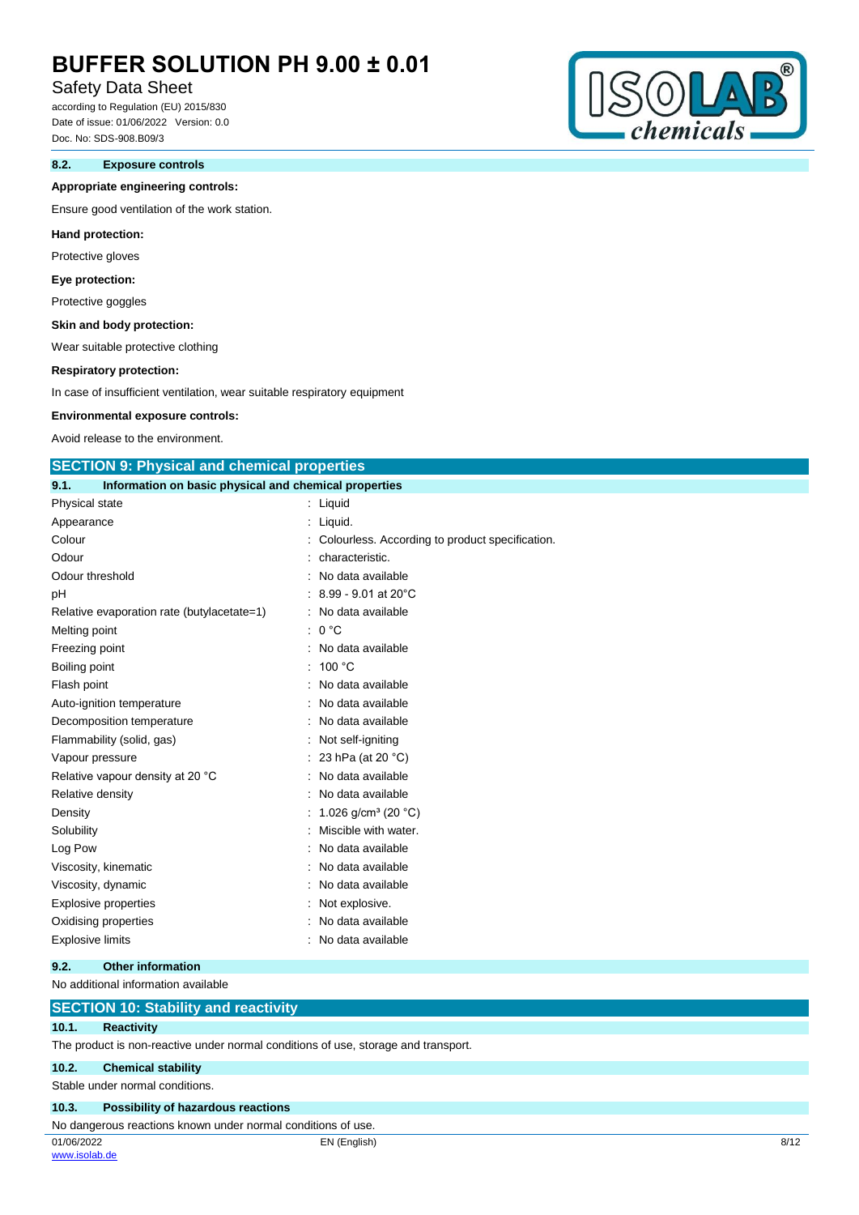### 8.2. Exposure controls

**Appropriate engineering controls:**

Ensure good ventilation of the work station.

**Hand protection:**

Protective gloves

**Eye protection:**

Protective goggles

**Skin and body protection:**

Wear suitable protective clothing

**Respiratory protection:**

In case of insufficient ventilation, wear suitable respiratory equipment

**Environmental exposure controls:**

Avoid release to the environment.

## SECTION 9: Physical and chemical properties

### 9.1. Information on basic physical and chemical properties

| Property | Value |
|---|---|
| Physical state | : Liquid |
| Appearance | : Liquid. |
| Colour | : Colourless. According to product specification. |
| Odour | : characteristic. |
| Odour threshold | : No data available |
| pH | : 8.99 - 9.01 at 20°C |
| Relative evaporation rate (butylacetate=1) | : No data available |
| Melting point | : 0 °C |
| Freezing point | : No data available |
| Boiling point | : 100 °C |
| Flash point | : No data available |
| Auto-ignition temperature | : No data available |
| Decomposition temperature | : No data available |
| Flammability (solid, gas) | : Not self-igniting |
| Vapour pressure | : 23 hPa (at 20 °C) |
| Relative vapour density at 20 °C | : No data available |
| Relative density | : No data available |
| Density | : 1.026 g/cm³ (20 °C) |
| Solubility | : Miscible with water. |
| Log Pow | : No data available |
| Viscosity, kinematic | : No data available |
| Viscosity, dynamic | : No data available |
| Explosive properties | : Not explosive. |
| Oxidising properties | : No data available |
| Explosive limits | : No data available |

### 9.2. Other information

No additional information available

## SECTION 10: Stability and reactivity

### 10.1. Reactivity

The product is non-reactive under normal conditions of use, storage and transport.

### 10.2. Chemical stability

Stable under normal conditions.

### 10.3. Possibility of hazardous reactions

No dangerous reactions known under normal conditions of use.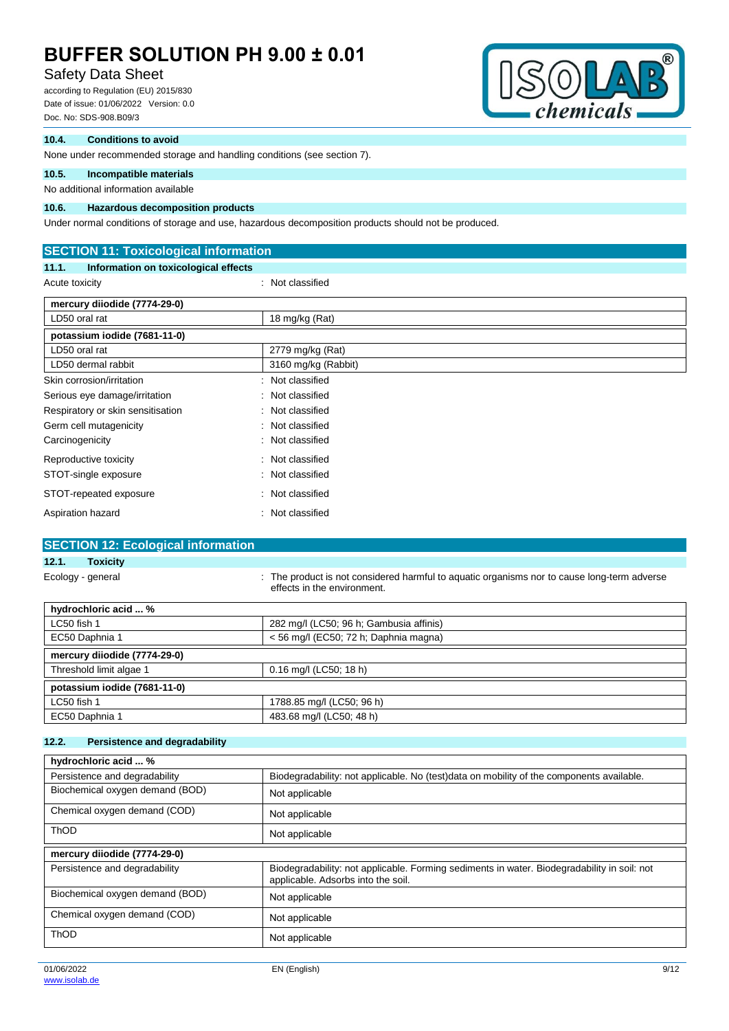### 10.4. Conditions to avoid

None under recommended storage and handling conditions (see section 7).

### 10.5. Incompatible materials

No additional information available

### 10.6. Hazardous decomposition products

Under normal conditions of storage and use, hazardous decomposition products should not be produced.

## SECTION 11: Toxicological information

### 11.1. Information on toxicological effects

Acute toxicity : Not classified

| mercury diiodide (7774-29-0) | |
|---|---|
| LD50 oral rat | 18 mg/kg (Rat) |
| **potassium iodide (7681-11-0)** | |
| LD50 oral rat | 2779 mg/kg (Rat) |
| LD50 dermal rabbit | 3160 mg/kg (Rabbit) |

Skin corrosion/irritation : Not classified

Serious eye damage/irritation : Not classified

Respiratory or skin sensitisation : Not classified

Germ cell mutagenicity : Not classified

Carcinogenicity : Not classified

Reproductive toxicity : Not classified

STOT-single exposure : Not classified

STOT-repeated exposure : Not classified

Aspiration hazard : Not classified

## SECTION 12: Ecological information

### 12.1. Toxicity

Ecology - general : The product is not considered harmful to aquatic organisms nor to cause long-term adverse effects in the environment.

| hydrochloric acid ... % | |
|---|---|
| LC50 fish 1 | 282 mg/l (LC50; 96 h; Gambusia affinis) |
| EC50 Daphnia 1 | < 56 mg/l (EC50; 72 h; Daphnia magna) |
| **mercury diiodide (7774-29-0)** | |
| Threshold limit algae 1 | 0.16 mg/l (LC50; 18 h) |
| **potassium iodide (7681-11-0)** | |
| LC50 fish 1 | 1788.85 mg/l (LC50; 96 h) |
| EC50 Daphnia 1 | 483.68 mg/l (LC50; 48 h) |

### 12.2. Persistence and degradability

| hydrochloric acid ... % | |
|---|---|
| Persistence and degradability | Biodegradability: not applicable. No (test)data on mobility of the components available. |
| Biochemical oxygen demand (BOD) | Not applicable |
| Chemical oxygen demand (COD) | Not applicable |
| ThOD | Not applicable |
| **mercury diiodide (7774-29-0)** | |
| Persistence and degradability | Biodegradability: not applicable. Forming sediments in water. Biodegradability in soil: not applicable. Adsorbs into the soil. |
| Biochemical oxygen demand (BOD) | Not applicable |
| Chemical oxygen demand (COD) | Not applicable |
| ThOD | Not applicable |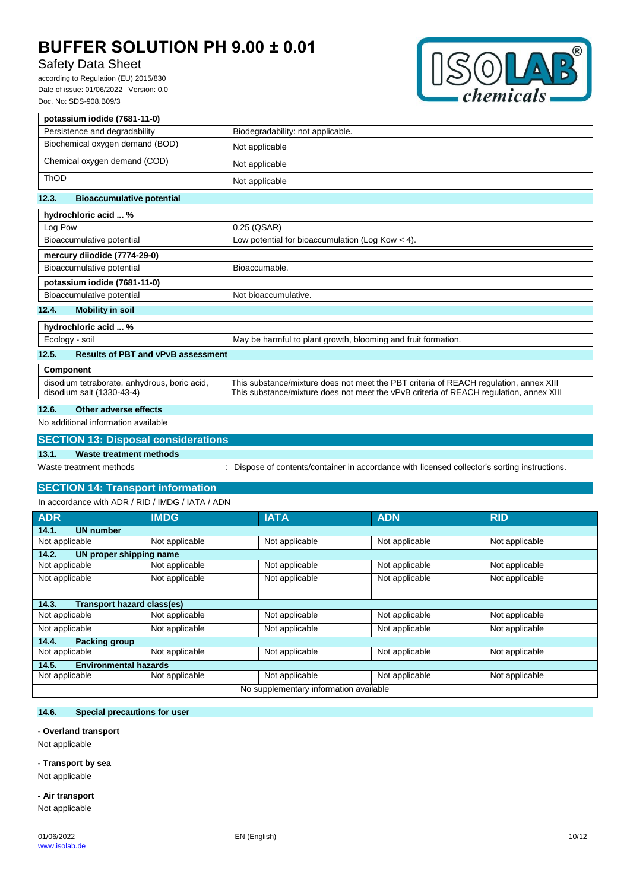| potassium iodide (7681-11-0) | |
|---|---|
| Persistence and degradability | Biodegradability: not applicable. |
| Biochemical oxygen demand (BOD) | Not applicable |
| Chemical oxygen demand (COD) | Not applicable |
| ThOD | Not applicable |

### 12.3. Bioaccumulative potential

| hydrochloric acid ... % | |
|---|---|
| Log Pow | 0.25 (QSAR) |
| Bioaccumulative potential | Low potential for bioaccumulation (Log Kow < 4). |

| mercury diiodide (7774-29-0) | |
|---|---|
| Bioaccumulative potential | Bioaccumable. |

| potassium iodide (7681-11-0) | |
|---|---|
| Bioaccumulative potential | Not bioaccumulative. |

### 12.4. Mobility in soil

| hydrochloric acid ... % | |
|---|---|
| Ecology - soil | May be harmful to plant growth, blooming and fruit formation. |

### 12.5. Results of PBT and vPvB assessment

| Component | |
|---|---|
| disodium tetraborate, anhydrous, boric acid, disodium salt (1330-43-4) | This substance/mixture does not meet the PBT criteria of REACH regulation, annex XIII<br>This substance/mixture does not meet the vPvB criteria of REACH regulation, annex XIII |

### 12.6. Other adverse effects

No additional information available

## SECTION 13: Disposal considerations

### 13.1. Waste treatment methods

Waste treatment methods : Dispose of contents/container in accordance with licensed collector's sorting instructions.

## SECTION 14: Transport information

In accordance with ADR / RID / IMDG / IATA / ADN

| ADR | IMDG | IATA | ADN | RID |
|---|---|---|---|---|
| **14.1. UN number** | | | | |
| Not applicable | Not applicable | Not applicable | Not applicable | Not applicable |
| **14.2. UN proper shipping name** | | | | |
| Not applicable | Not applicable | Not applicable | Not applicable | Not applicable |
| Not applicable | Not applicable | Not applicable | Not applicable | Not applicable |
| **14.3. Transport hazard class(es)** | | | | |
| Not applicable | Not applicable | Not applicable | Not applicable | Not applicable |
| Not applicable | Not applicable | Not applicable | Not applicable | Not applicable |
| **14.4. Packing group** | | | | |
| Not applicable | Not applicable | Not applicable | Not applicable | Not applicable |
| **14.5. Environmental hazards** | | | | |
| Not applicable | Not applicable | Not applicable | Not applicable | Not applicable |
| No supplementary information available | | | | |

### 14.6. Special precautions for user

**- Overland transport**

Not applicable

**- Transport by sea**

Not applicable

**- Air transport**

Not applicable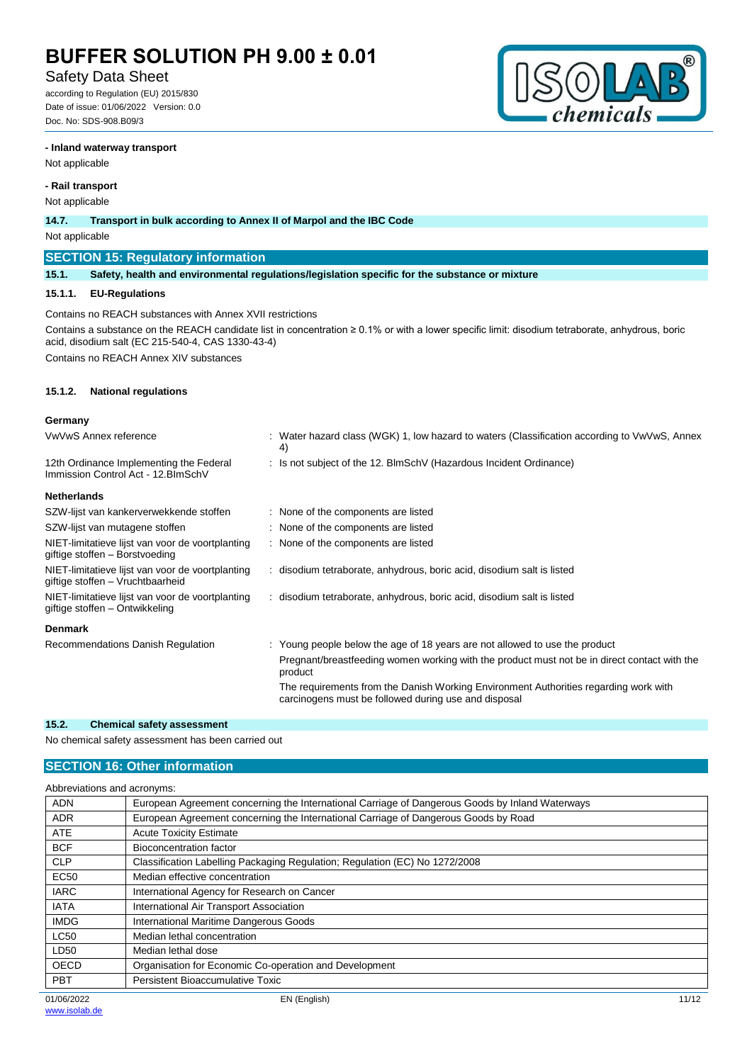**- Inland waterway transport**

Not applicable

**- Rail transport**

Not applicable

**14.7. Transport in bulk according to Annex II of Marpol and the IBC Code**

Not applicable

## SECTION 15: Regulatory information

### 15.1. Safety, health and environmental regulations/legislation specific for the substance or mixture

#### 15.1.1. EU-Regulations

Contains no REACH substances with Annex XVII restrictions

Contains a substance on the REACH candidate list in concentration ≥ 0.1% or with a lower specific limit: disodium tetraborate, anhydrous, boric acid, disodium salt (EC 215-540-4, CAS 1330-43-4)

Contains no REACH Annex XIV substances

#### 15.1.2. National regulations

**Germany**

| | |
|---|---|
| VwVwS Annex reference | : Water hazard class (WGK) 1, low hazard to waters (Classification according to VwVwS, Annex 4) |
| 12th Ordinance Implementing the Federal Immission Control Act - 12.BImSchV | : Is not subject of the 12. BlmSchV (Hazardous Incident Ordinance) |

**Netherlands**

| | |
|---|---|
| SZW-lijst van kankerverwekkende stoffen | : None of the components are listed |
| SZW-lijst van mutagene stoffen | : None of the components are listed |
| NIET-limitatieve lijst van voor de voortplanting giftige stoffen – Borstvoeding | : None of the components are listed |
| NIET-limitatieve lijst van voor de voortplanting giftige stoffen – Vruchtbaarheid | : disodium tetraborate, anhydrous, boric acid, disodium salt is listed |
| NIET-limitatieve lijst van voor de voortplanting giftige stoffen – Ontwikkeling | : disodium tetraborate, anhydrous, boric acid, disodium salt is listed |

**Denmark**

| | |
|---|---|
| Recommendations Danish Regulation | : Young people below the age of 18 years are not allowed to use the product<br>Pregnant/breastfeeding women working with the product must not be in direct contact with the product<br>The requirements from the Danish Working Environment Authorities regarding work with carcinogens must be followed during use and disposal |

### 15.2. Chemical safety assessment

No chemical safety assessment has been carried out

## SECTION 16: Other information

Abbreviations and acronyms:

| | |
|---|---|
| ADN | European Agreement concerning the International Carriage of Dangerous Goods by Inland Waterways |
| ADR | European Agreement concerning the International Carriage of Dangerous Goods by Road |
| ATE | Acute Toxicity Estimate |
| BCF | Bioconcentration factor |
| CLP | Classification Labelling Packaging Regulation; Regulation (EC) No 1272/2008 |
| EC50 | Median effective concentration |
| IARC | International Agency for Research on Cancer |
| IATA | International Air Transport Association |
| IMDG | International Maritime Dangerous Goods |
| LC50 | Median lethal concentration |
| LD50 | Median lethal dose |
| OECD | Organisation for Economic Co-operation and Development |
| PBT | Persistent Bioaccumulative Toxic |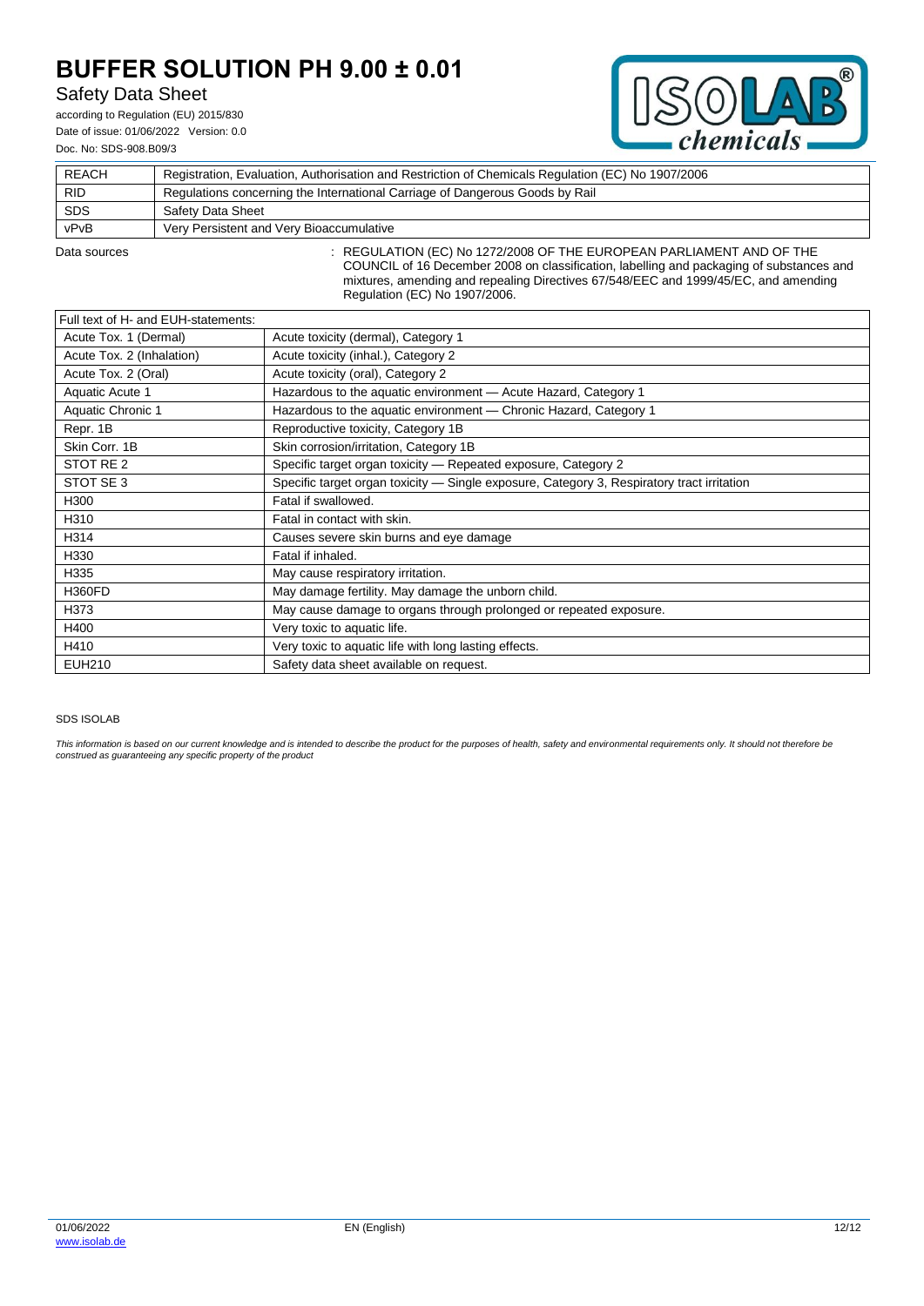| | |
|---|---|
| REACH | Registration, Evaluation, Authorisation and Restriction of Chemicals Regulation (EC) No 1907/2006 |
| RID | Regulations concerning the International Carriage of Dangerous Goods by Rail |
| SDS | Safety Data Sheet |
| vPvB | Very Persistent and Very Bioaccumulative |

Data sources : REGULATION (EC) No 1272/2008 OF THE EUROPEAN PARLIAMENT AND OF THE COUNCIL of 16 December 2008 on classification, labelling and packaging of substances and mixtures, amending and repealing Directives 67/548/EEC and 1999/45/EC, and amending Regulation (EC) No 1907/2006.

| Full text of H- and EUH-statements: | |
|---|---|
| Acute Tox. 1 (Dermal) | Acute toxicity (dermal), Category 1 |
| Acute Tox. 2 (Inhalation) | Acute toxicity (inhal.), Category 2 |
| Acute Tox. 2 (Oral) | Acute toxicity (oral), Category 2 |
| Aquatic Acute 1 | Hazardous to the aquatic environment — Acute Hazard, Category 1 |
| Aquatic Chronic 1 | Hazardous to the aquatic environment — Chronic Hazard, Category 1 |
| Repr. 1B | Reproductive toxicity, Category 1B |
| Skin Corr. 1B | Skin corrosion/irritation, Category 1B |
| STOT RE 2 | Specific target organ toxicity — Repeated exposure, Category 2 |
| STOT SE 3 | Specific target organ toxicity — Single exposure, Category 3, Respiratory tract irritation |
| H300 | Fatal if swallowed. |
| H310 | Fatal in contact with skin. |
| H314 | Causes severe skin burns and eye damage |
| H330 | Fatal if inhaled. |
| H335 | May cause respiratory irritation. |
| H360FD | May damage fertility. May damage the unborn child. |
| H373 | May cause damage to organs through prolonged or repeated exposure. |
| H400 | Very toxic to aquatic life. |
| H410 | Very toxic to aquatic life with long lasting effects. |
| EUH210 | Safety data sheet available on request. |

SDS ISOLAB

*This information is based on our current knowledge and is intended to describe the product for the purposes of health, safety and environmental requirements only. It should not therefore be construed as guaranteeing any specific property of the product*